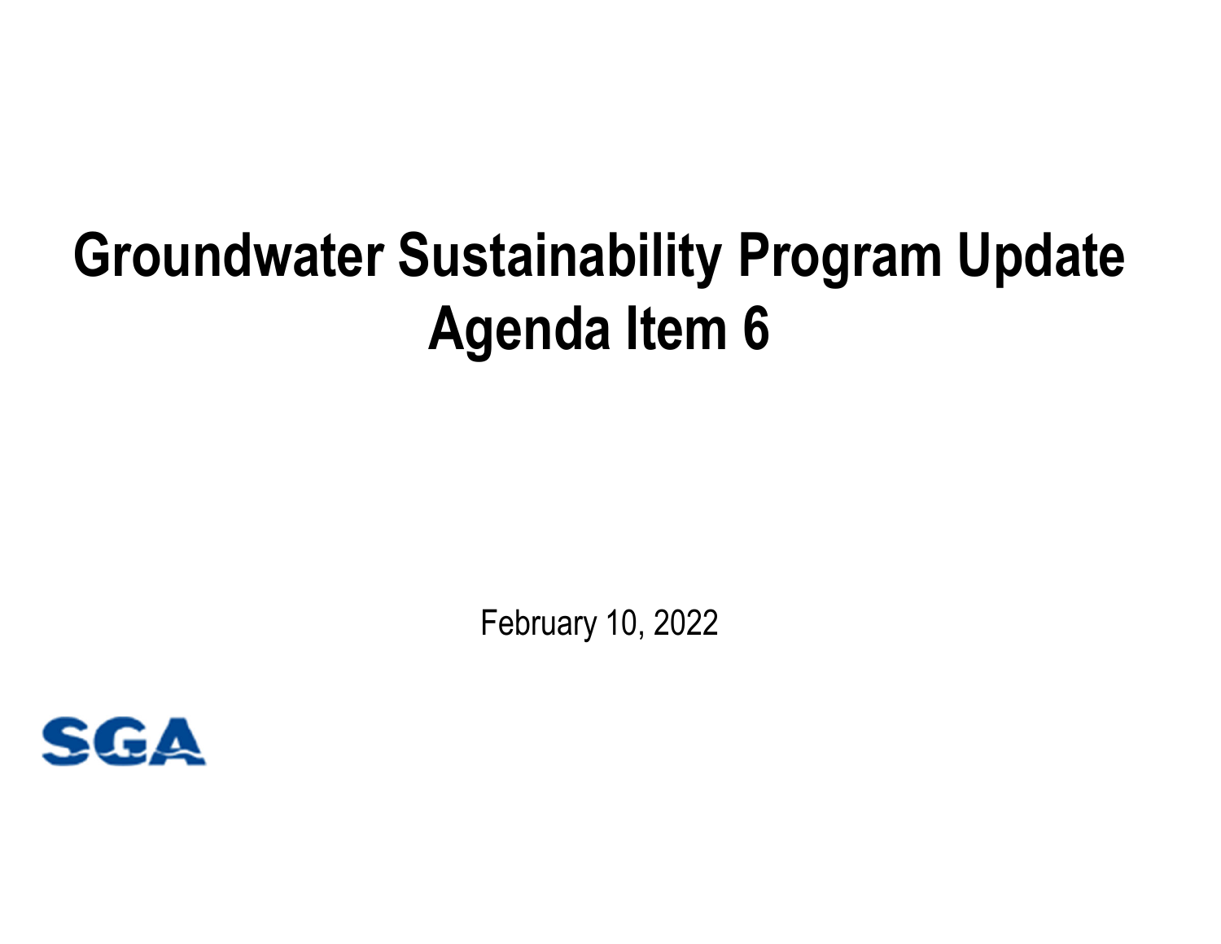# Groundwater Sustainability Program Update
# Agenda Item 6

February 10, 2022

SGA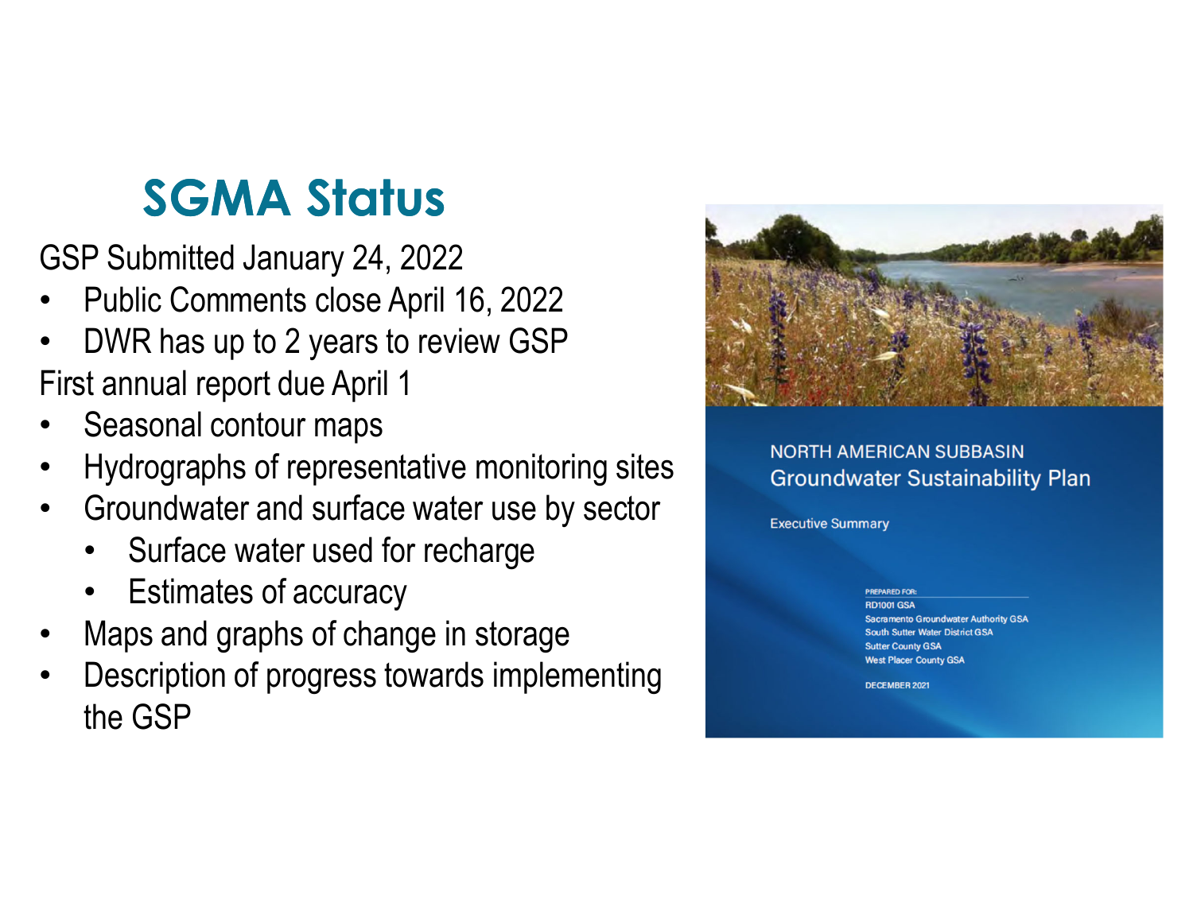# SGMA Status

GSP Submitted January 24, 2022

- Public Comments close April 16, 2022
- DWR has up to 2 years to review GSP

First annual report due April 1

- Seasonal contour maps
- Hydrographs of representative monitoring sites
- Groundwater and surface water use by sector
  - Surface water used for recharge
  - Estimates of accuracy
- Maps and graphs of change in storage
- Description of progress towards implementing the GSP

NORTH AMERICAN SUBBASIN
Groundwater Sustainability Plan

Executive Summary

PREPARED FOR:
RD1001 GSA
Sacramento Groundwater Authority GSA
South Sutter Water District GSA
Sutter County GSA
West Placer County GSA

DECEMBER 2021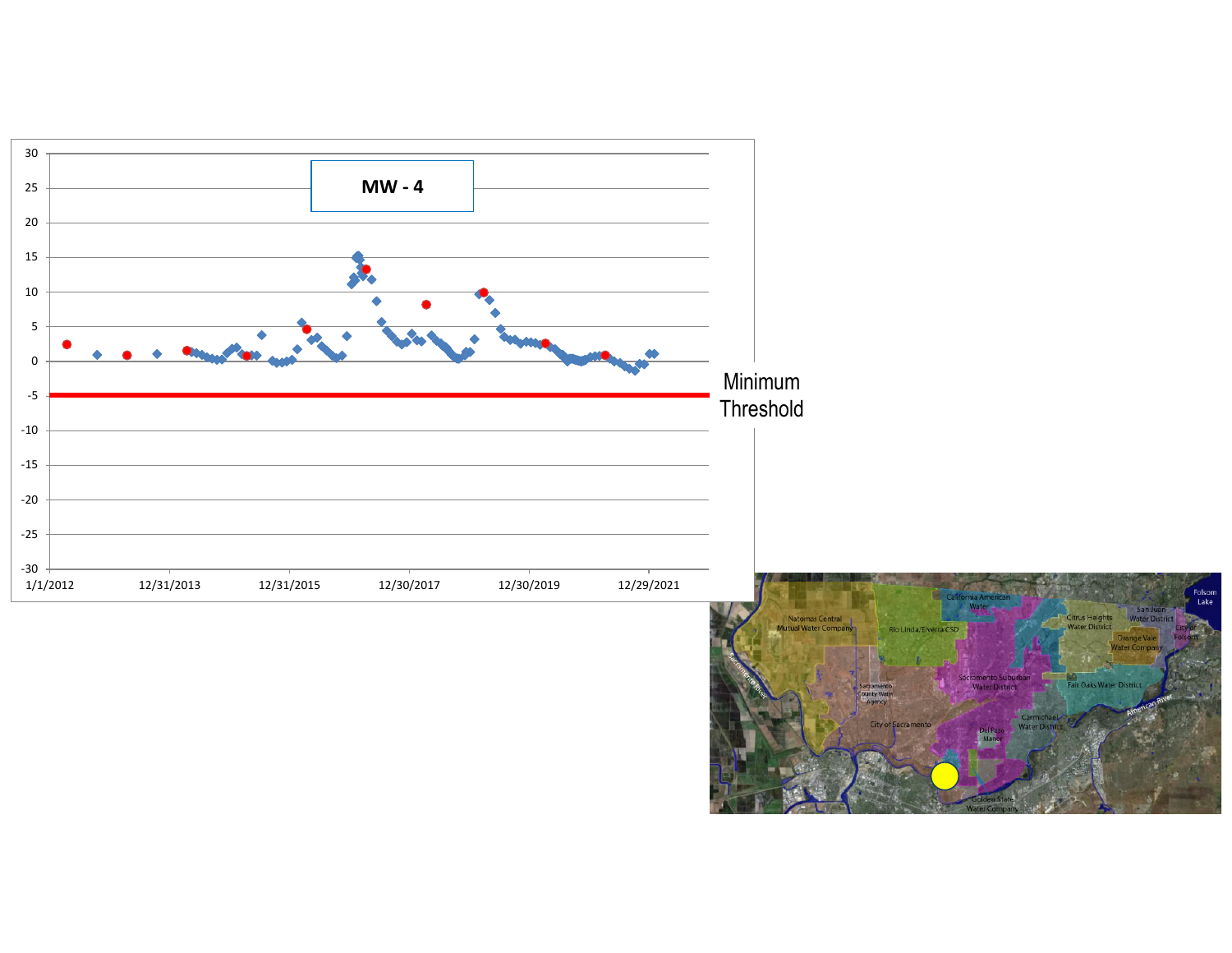MW - 4

Minimum Threshold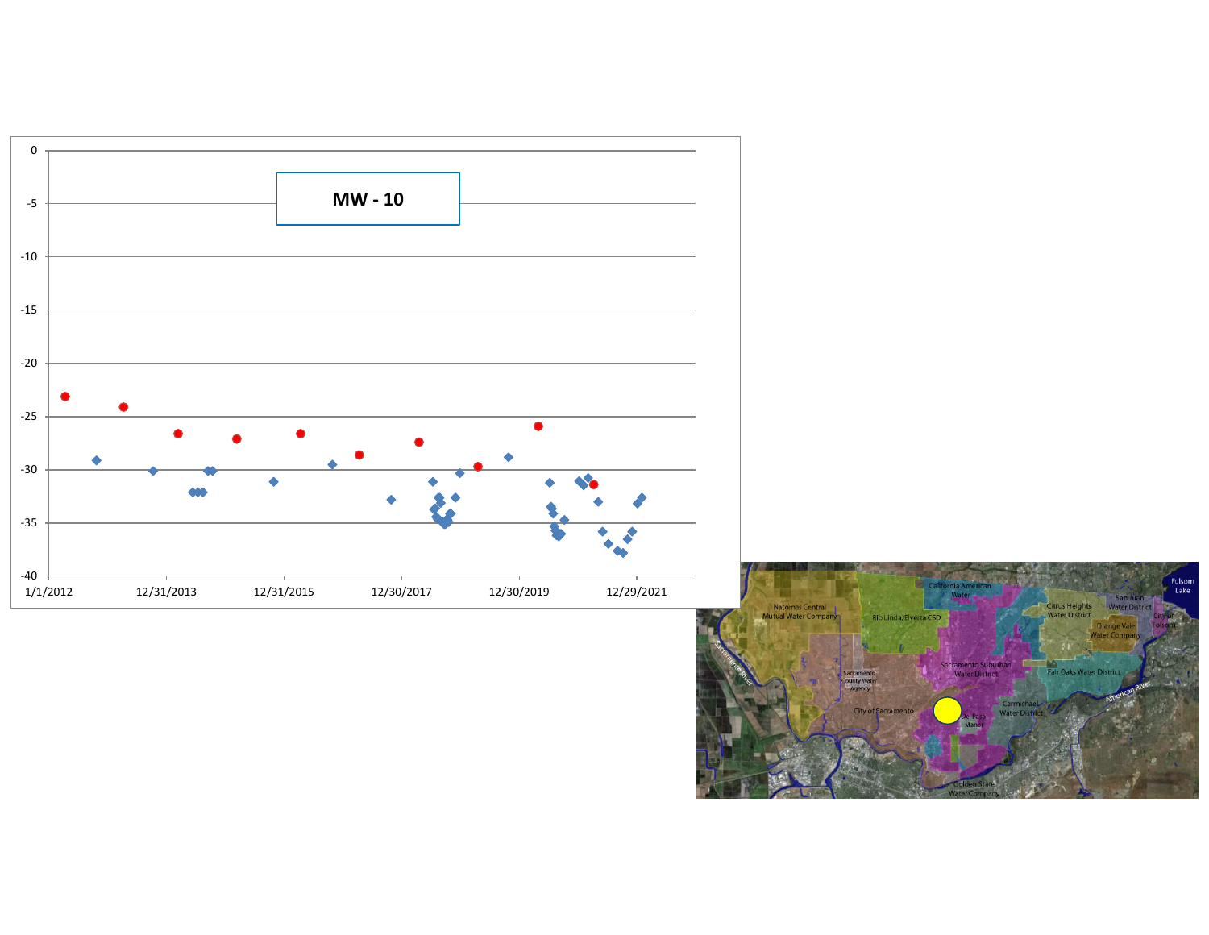**MW - 10**

0
-5
-10
-15
-20
-25
-30
-35
-40

1/1/2012 12/31/2013 12/31/2015 12/30/2017 12/30/2019 12/29/2021

Natomas Central Mutual Water Company
Rio Linda/Elverta CSD
California American Water
Citrus Heights Water District
San Juan Water District
Folsom Lake
City of Folsom
Orange Vale Water Company
Sacramento Suburban Water District
Fair Oaks Water District
Sacramento County Water Agency
City of Sacramento
Del Paso Manor
Carmichael Water District
American River
Sacramento River
Golden State Water Company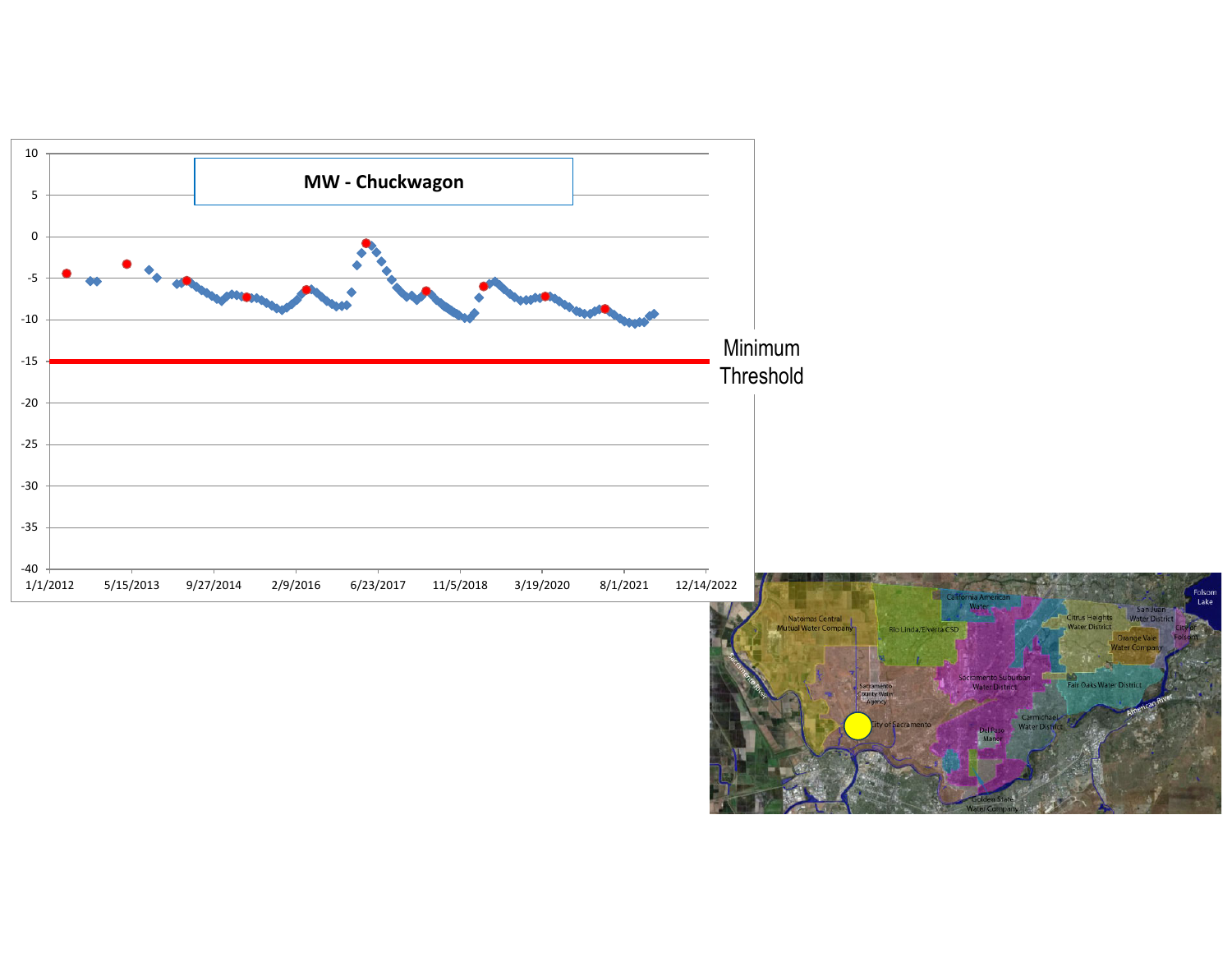## MW - Chuckwagon

Minimum Threshold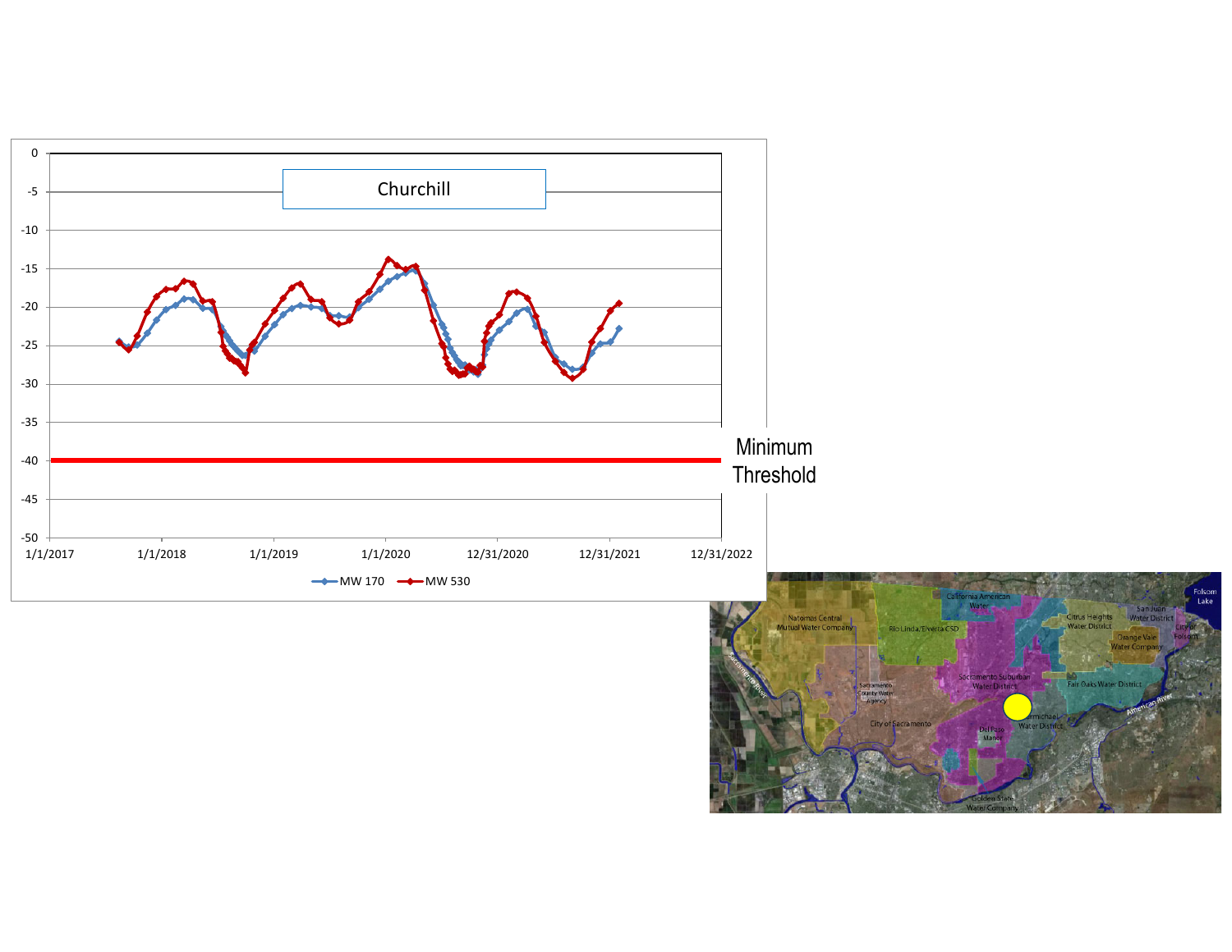Churchill

Minimum Threshold

MW 170 MW 530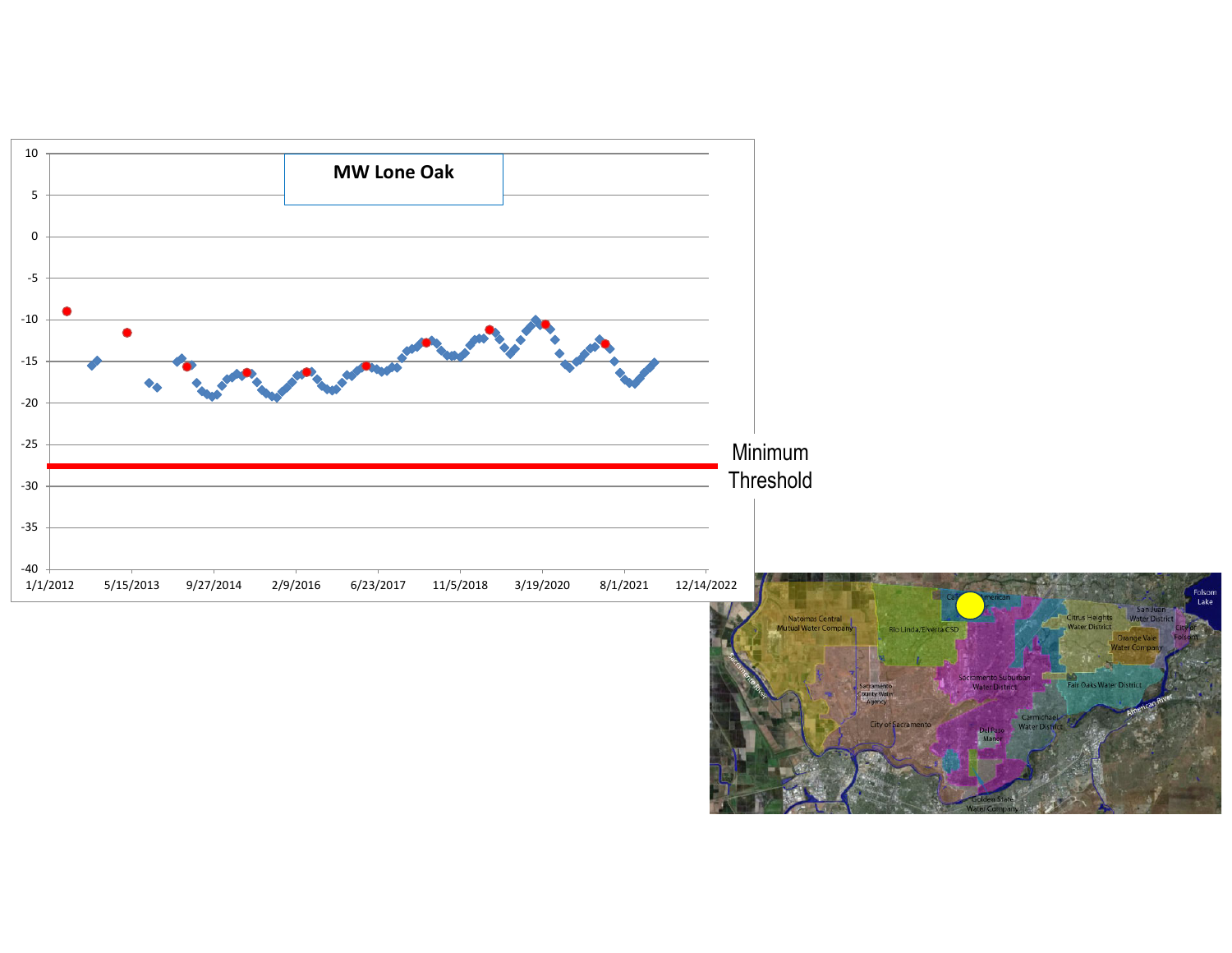**MW Lone Oak**

Minimum Threshold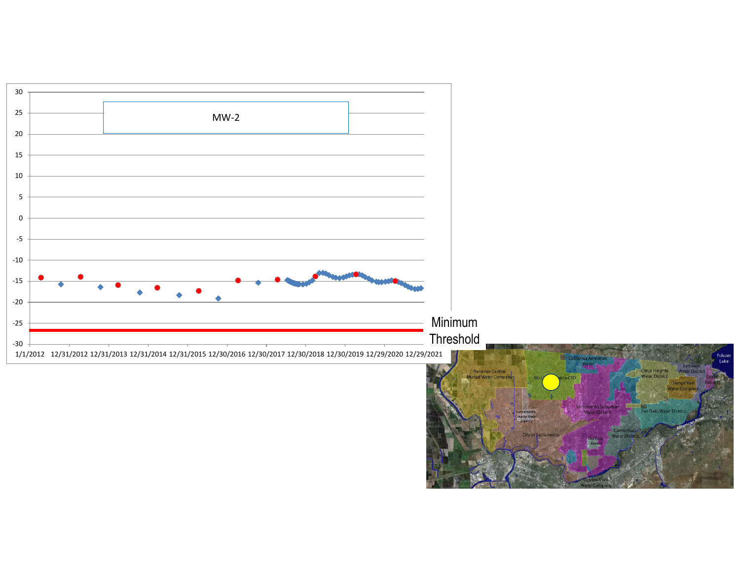MW-2

30
25
20
15
10
5
0
-5
-10
-15
-20
-25
-30

1/1/2012 12/31/2012 12/31/2013 12/31/2014 12/31/2015 12/30/2016 12/30/2017 12/30/2018 12/30/2019 12/29/2020 12/29/2021

Minimum Threshold

Natomas Central Mutual Water Company

Rio Linda/Elverta CSD

California American Water

Citrus Heights Water District

San Juan Water District

Orange Vale Water Company

City of Folsom

Folsom Lake

Sacramento Suburban Water District

Fair Oaks Water District

Sacramento County Water Agency

City of Sacramento

Carmichael Water District

Del Paso Manor

Golden State Water Company

Sacramento River

American River